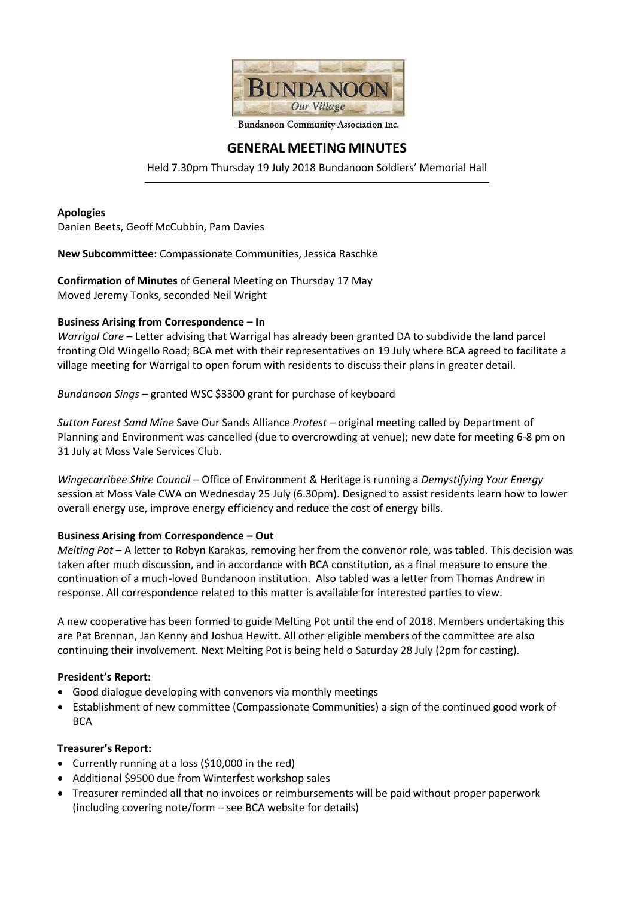Bundanoon Community Association Inc.

# GENERAL MEETING MINUTES

Held 7.30pm Thursday 19 July 2018 Bundanoon Soldiers' Memorial Hall

**Apologies**
Danien Beets, Geoff McCubbin, Pam Davies

**New Subcommittee:** Compassionate Communities, Jessica Raschke

**Confirmation of Minutes** of General Meeting on Thursday 17 May
Moved Jeremy Tonks, seconded Neil Wright

**Business Arising from Correspondence – In**

*Warrigal Care* – Letter advising that Warrigal has already been granted DA to subdivide the land parcel fronting Old Wingello Road; BCA met with their representatives on 19 July where BCA agreed to facilitate a village meeting for Warrigal to open forum with residents to discuss their plans in greater detail.

*Bundanoon Sings* – granted WSC $3300 grant for purchase of keyboard

*Sutton Forest Sand Mine* Save Our Sands Alliance *Protest* – original meeting called by Department of Planning and Environment was cancelled (due to overcrowding at venue); new date for meeting 6-8 pm on 31 July at Moss Vale Services Club.

*Wingecarribee Shire Council* – Office of Environment & Heritage is running a *Demystifying Your Energy* session at Moss Vale CWA on Wednesday 25 July (6.30pm). Designed to assist residents learn how to lower overall energy use, improve energy efficiency and reduce the cost of energy bills.

**Business Arising from Correspondence – Out**

*Melting Pot* – A letter to Robyn Karakas, removing her from the convenor role, was tabled. This decision was taken after much discussion, and in accordance with BCA constitution, as a final measure to ensure the continuation of a much-loved Bundanoon institution. Also tabled was a letter from Thomas Andrew in response. All correspondence related to this matter is available for interested parties to view.

A new cooperative has been formed to guide Melting Pot until the end of 2018. Members undertaking this are Pat Brennan, Jan Kenny and Joshua Hewitt. All other eligible members of the committee are also continuing their involvement. Next Melting Pot is being held o Saturday 28 July (2pm for casting).

**President's Report:**

- Good dialogue developing with convenors via monthly meetings
- Establishment of new committee (Compassionate Communities) a sign of the continued good work of BCA

**Treasurer's Report:**

- Currently running at a loss ($10,000 in the red)
- Additional $9500 due from Winterfest workshop sales
- Treasurer reminded all that no invoices or reimbursements will be paid without proper paperwork (including covering note/form – see BCA website for details)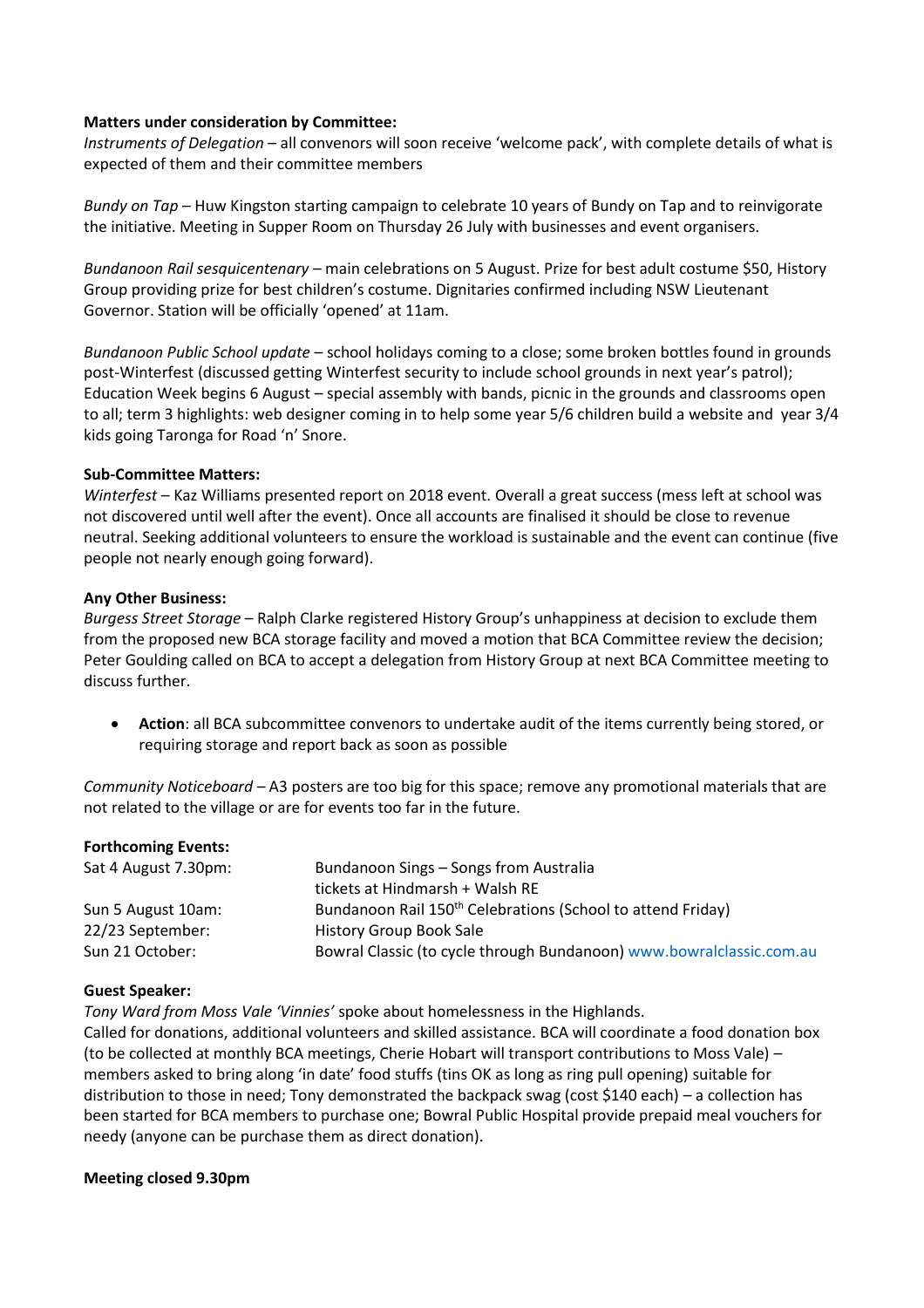**Matters under consideration by Committee:**

*Instruments of Delegation* – all convenors will soon receive 'welcome pack', with complete details of what is expected of them and their committee members

*Bundy on Tap* – Huw Kingston starting campaign to celebrate 10 years of Bundy on Tap and to reinvigorate the initiative. Meeting in Supper Room on Thursday 26 July with businesses and event organisers.

*Bundanoon Rail sesquicentenary* – main celebrations on 5 August. Prize for best adult costume \$50, History Group providing prize for best children's costume. Dignitaries confirmed including NSW Lieutenant Governor. Station will be officially 'opened' at 11am.

*Bundanoon Public School update* – school holidays coming to a close; some broken bottles found in grounds post-Winterfest (discussed getting Winterfest security to include school grounds in next year's patrol); Education Week begins 6 August – special assembly with bands, picnic in the grounds and classrooms open to all; term 3 highlights: web designer coming in to help some year 5/6 children build a website and year 3/4 kids going Taronga for Road 'n' Snore.

**Sub-Committee Matters:**

*Winterfest* – Kaz Williams presented report on 2018 event. Overall a great success (mess left at school was not discovered until well after the event). Once all accounts are finalised it should be close to revenue neutral. Seeking additional volunteers to ensure the workload is sustainable and the event can continue (five people not nearly enough going forward).

**Any Other Business:**

*Burgess Street Storage* – Ralph Clarke registered History Group's unhappiness at decision to exclude them from the proposed new BCA storage facility and moved a motion that BCA Committee review the decision; Peter Goulding called on BCA to accept a delegation from History Group at next BCA Committee meeting to discuss further.

- **Action**: all BCA subcommittee convenors to undertake audit of the items currently being stored, or requiring storage and report back as soon as possible

*Community Noticeboard* – A3 posters are too big for this space; remove any promotional materials that are not related to the village or are for events too far in the future.

**Forthcoming Events:**

| | |
|---|---|
| Sat 4 August 7.30pm: | Bundanoon Sings – Songs from Australia<br>tickets at Hindmarsh + Walsh RE |
| Sun 5 August 10am: | Bundanoon Rail 150th Celebrations (School to attend Friday) |
| 22/23 September: | History Group Book Sale |
| Sun 21 October: | Bowral Classic (to cycle through Bundanoon) www.bowralclassic.com.au |

**Guest Speaker:**

*Tony Ward from Moss Vale 'Vinnies'* spoke about homelessness in the Highlands.
Called for donations, additional volunteers and skilled assistance. BCA will coordinate a food donation box (to be collected at monthly BCA meetings, Cherie Hobart will transport contributions to Moss Vale) – members asked to bring along 'in date' food stuffs (tins OK as long as ring pull opening) suitable for distribution to those in need; Tony demonstrated the backpack swag (cost \$140 each) – a collection has been started for BCA members to purchase one; Bowral Public Hospital provide prepaid meal vouchers for needy (anyone can be purchase them as direct donation).

**Meeting closed 9.30pm**